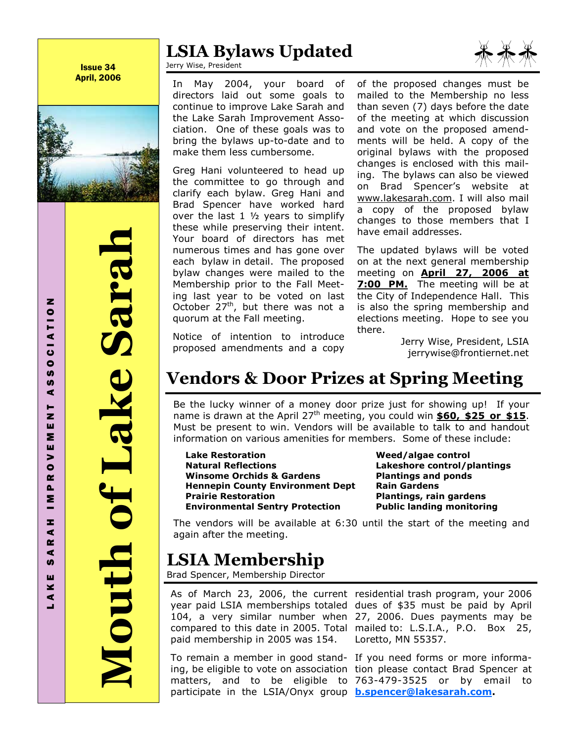# Mouth of Lake Sarah

LAKE SARAH IMPROVEMENT ASSOCIATION

**Issue 34**
**April, 2006**

## LSIA Bylaws Updated

Jerry Wise, President

In May 2004, your board of directors laid out some goals to continue to improve Lake Sarah and the Lake Sarah Improvement Association. One of these goals was to bring the bylaws up-to-date and to make them less cumbersome.

Greg Hani volunteered to head up the committee to go through and clarify each bylaw. Greg Hani and Brad Spencer have worked hard over the last 1 ½ years to simplify these while preserving their intent. Your board of directors has met numerous times and has gone over each bylaw in detail. The proposed bylaw changes were mailed to the Membership prior to the Fall Meeting last year to be voted on last October 27th, but there was not a quorum at the Fall meeting.

Notice of intention to introduce proposed amendments and a copy of the proposed changes must be mailed to the Membership no less than seven (7) days before the date of the meeting at which discussion and vote on the proposed amendments will be held. A copy of the original bylaws with the proposed changes is enclosed with this mailing. The bylaws can also be viewed on Brad Spencer's website at www.lakesarah.com. I will also mail a copy of the proposed bylaw changes to those members that I have email addresses.

The updated bylaws will be voted on at the next general membership meeting on **April 27, 2006 at 7:00 PM.** The meeting will be at the City of Independence Hall. This is also the spring membership and elections meeting. Hope to see you there.

Jerry Wise, President, LSIA
jerrywise@frontiernet.net

## Vendors & Door Prizes at Spring Meeting

Be the lucky winner of a money door prize just for showing up! If your name is drawn at the April 27th meeting, you could win **$60, $25 or $15**. Must be present to win. Vendors will be available to talk to and handout information on various amenities for members. Some of these include:

| | |
|---|---|
| **Lake Restoration** | **Weed/algae control** |
| **Natural Reflections** | **Lakeshore control/plantings** |
| **Winsome Orchids & Gardens** | **Plantings and ponds** |
| **Hennepin County Environment Dept** | **Rain Gardens** |
| **Prairie Restoration** | **Plantings, rain gardens** |
| **Environmental Sentry Protection** | **Public landing monitoring** |

The vendors will be available at 6:30 until the start of the meeting and again after the meeting.

## LSIA Membership

Brad Spencer, Membership Director

As of March 23, 2006, the current year paid LSIA memberships totaled 104, a very similar number when compared to this date in 2005. Total paid membership in 2005 was 154.

To remain a member in good standing, be eligible to vote on association matters, and to be eligible to participate in the LSIA/Onyx group residential trash program, your 2006 dues of $35 must be paid by April 27, 2006. Dues payments may be mailed to: L.S.I.A., P.O. Box 25, Loretto, MN 55357.

If you need forms or more information please contact Brad Spencer at 763-479-3525 or by email to **b.spencer@lakesarah.com.**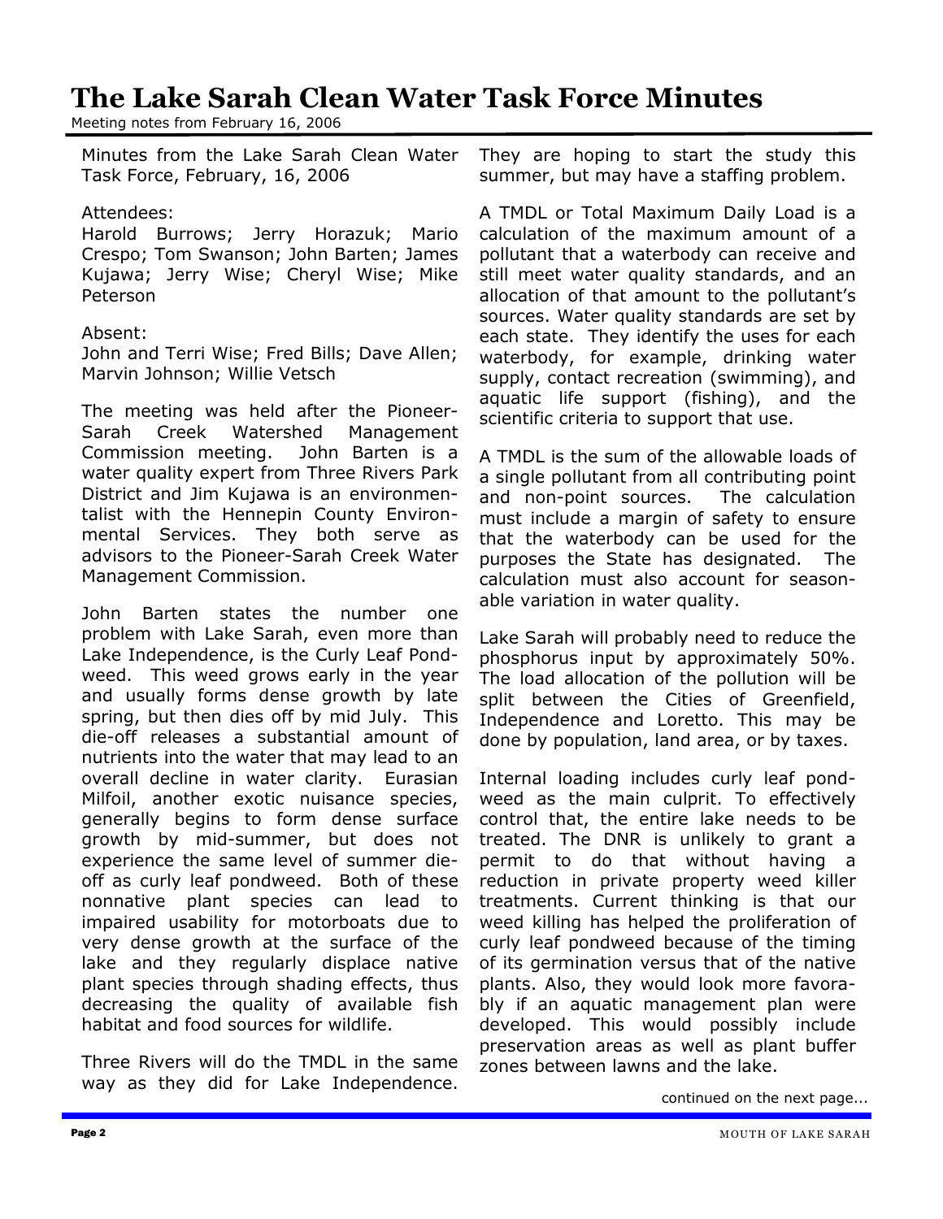# The Lake Sarah Clean Water Task Force Minutes

Meeting notes from February 16, 2006

Minutes from the Lake Sarah Clean Water Task Force, February, 16, 2006

Attendees:
Harold Burrows; Jerry Horazuk; Mario Crespo; Tom Swanson; John Barten; James Kujawa; Jerry Wise; Cheryl Wise; Mike Peterson

Absent:
John and Terri Wise; Fred Bills; Dave Allen; Marvin Johnson; Willie Vetsch

The meeting was held after the Pioneer-Sarah Creek Watershed Management Commission meeting. John Barten is a water quality expert from Three Rivers Park District and Jim Kujawa is an environmentalist with the Hennepin County Environmental Services. They both serve as advisors to the Pioneer-Sarah Creek Water Management Commission.

John Barten states the number one problem with Lake Sarah, even more than Lake Independence, is the Curly Leaf Pondweed. This weed grows early in the year and usually forms dense growth by late spring, but then dies off by mid July. This die-off releases a substantial amount of nutrients into the water that may lead to an overall decline in water clarity. Eurasian Milfoil, another exotic nuisance species, generally begins to form dense surface growth by mid-summer, but does not experience the same level of summer die-off as curly leaf pondweed. Both of these nonnative plant species can lead to impaired usability for motorboats due to very dense growth at the surface of the lake and they regularly displace native plant species through shading effects, thus decreasing the quality of available fish habitat and food sources for wildlife.

Three Rivers will do the TMDL in the same way as they did for Lake Independence. They are hoping to start the study this summer, but may have a staffing problem.

A TMDL or Total Maximum Daily Load is a calculation of the maximum amount of a pollutant that a waterbody can receive and still meet water quality standards, and an allocation of that amount to the pollutant's sources. Water quality standards are set by each state. They identify the uses for each waterbody, for example, drinking water supply, contact recreation (swimming), and aquatic life support (fishing), and the scientific criteria to support that use.

A TMDL is the sum of the allowable loads of a single pollutant from all contributing point and non-point sources. The calculation must include a margin of safety to ensure that the waterbody can be used for the purposes the State has designated. The calculation must also account for seasonable variation in water quality.

Lake Sarah will probably need to reduce the phosphorus input by approximately 50%. The load allocation of the pollution will be split between the Cities of Greenfield, Independence and Loretto. This may be done by population, land area, or by taxes.

Internal loading includes curly leaf pondweed as the main culprit. To effectively control that, the entire lake needs to be treated. The DNR is unlikely to grant a permit to do that without having a reduction in private property weed killer treatments. Current thinking is that our weed killing has helped the proliferation of curly leaf pondweed because of the timing of its germination versus that of the native plants. Also, they would look more favorably if an aquatic management plan were developed. This would possibly include preservation areas as well as plant buffer zones between lawns and the lake.

continued on the next page...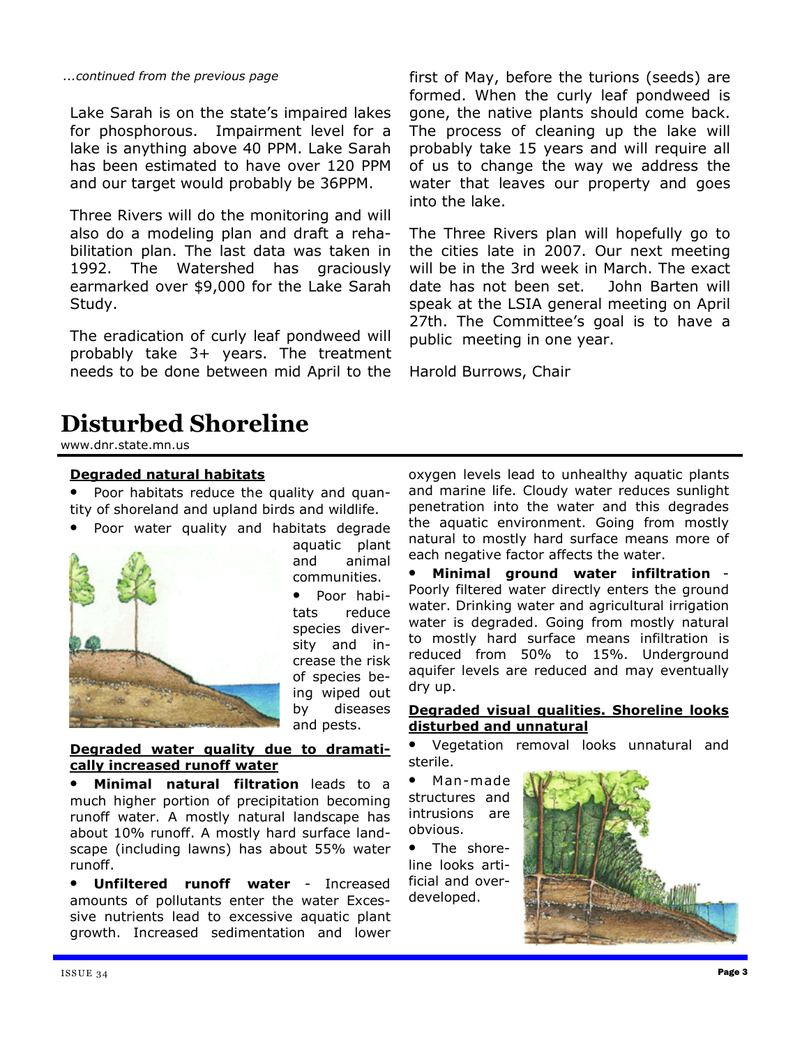*...continued from the previous page*

Lake Sarah is on the state's impaired lakes for phosphorous. Impairment level for a lake is anything above 40 PPM. Lake Sarah has been estimated to have over 120 PPM and our target would probably be 36PPM.

Three Rivers will do the monitoring and will also do a modeling plan and draft a rehabilitation plan. The last data was taken in 1992. The Watershed has graciously earmarked over $9,000 for the Lake Sarah Study.

The eradication of curly leaf pondweed will probably take 3+ years. The treatment needs to be done between mid April to the first of May, before the turions (seeds) are formed. When the curly leaf pondweed is gone, the native plants should come back. The process of cleaning up the lake will probably take 15 years and will require all of us to change the way we address the water that leaves our property and goes into the lake.

The Three Rivers plan will hopefully go to the cities late in 2007. Our next meeting will be in the 3rd week in March. The exact date has not been set. John Barten will speak at the LSIA general meeting on April 27th. The Committee's goal is to have a public meeting in one year.

Harold Burrows, Chair

# Disturbed Shoreline

www.dnr.state.mn.us

**Degraded natural habitats**

- Poor habitats reduce the quality and quantity of shoreland and upland birds and wildlife.
- Poor water quality and habitats degrade aquatic plant and animal communities.
- Poor habitats reduce species diversity and increase the risk of species being wiped out by diseases and pests.

**Degraded water quality due to dramatically increased runoff water**

- **Minimal natural filtration** leads to a much higher portion of precipitation becoming runoff water. A mostly natural landscape has about 10% runoff. A mostly hard surface landscape (including lawns) has about 55% water runoff.
- **Unfiltered runoff water** - Increased amounts of pollutants enter the water Excessive nutrients lead to excessive aquatic plant growth. Increased sedimentation and lower oxygen levels lead to unhealthy aquatic plants and marine life. Cloudy water reduces sunlight penetration into the water and this degrades the aquatic environment. Going from mostly natural to mostly hard surface means more of each negative factor affects the water.
- **Minimal ground water infiltration** - Poorly filtered water directly enters the ground water. Drinking water and agricultural irrigation water is degraded. Going from mostly natural to mostly hard surface means infiltration is reduced from 50% to 15%. Underground aquifer levels are reduced and may eventually dry up.

**Degraded visual qualities. Shoreline looks disturbed and unnatural**

- Vegetation removal looks unnatural and sterile.
- Man-made structures and intrusions are obvious.
- The shoreline looks artificial and overdeveloped.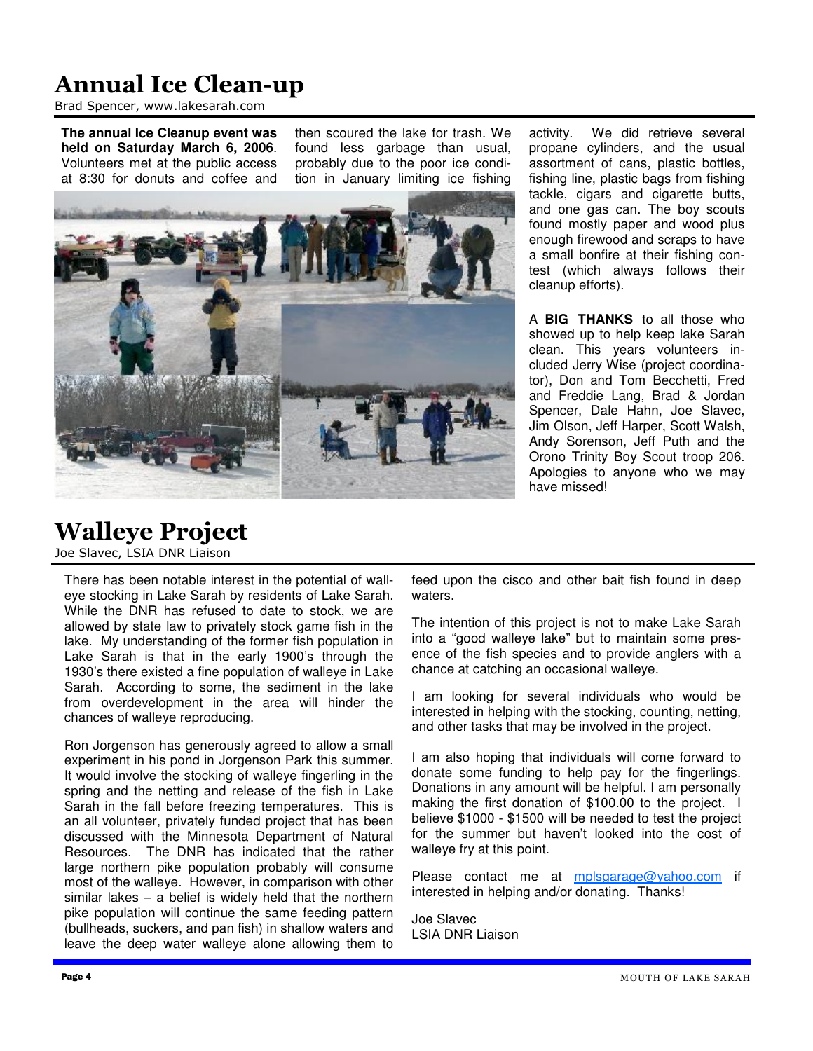# Annual Ice Clean-up

Brad Spencer, www.lakesarah.com

**The annual Ice Cleanup event was held on Saturday March 6, 2006**. Volunteers met at the public access at 8:30 for donuts and coffee and then scoured the lake for trash. We found less garbage than usual, probably due to the poor ice condition in January limiting ice fishing activity. We did retrieve several propane cylinders, and the usual assortment of cans, plastic bottles, fishing line, plastic bags from fishing tackle, cigars and cigarette butts, and one gas can. The boy scouts found mostly paper and wood plus enough firewood and scraps to have a small bonfire at their fishing contest (which always follows their cleanup efforts).

A **BIG THANKS** to all those who showed up to help keep lake Sarah clean. This years volunteers included Jerry Wise (project coordinator), Don and Tom Becchetti, Fred and Freddie Lang, Brad & Jordan Spencer, Dale Hahn, Joe Slavec, Jim Olson, Jeff Harper, Scott Walsh, Andy Sorenson, Jeff Puth and the Orono Trinity Boy Scout troop 206. Apologies to anyone who we may have missed!

# Walleye Project

Joe Slavec, LSIA DNR Liaison

There has been notable interest in the potential of walleye stocking in Lake Sarah by residents of Lake Sarah. While the DNR has refused to date to stock, we are allowed by state law to privately stock game fish in the lake. My understanding of the former fish population in Lake Sarah is that in the early 1900's through the 1930's there existed a fine population of walleye in Lake Sarah. According to some, the sediment in the lake from overdevelopment in the area will hinder the chances of walleye reproducing.

Ron Jorgenson has generously agreed to allow a small experiment in his pond in Jorgenson Park this summer. It would involve the stocking of walleye fingerling in the spring and the netting and release of the fish in Lake Sarah in the fall before freezing temperatures. This is an all volunteer, privately funded project that has been discussed with the Minnesota Department of Natural Resources. The DNR has indicated that the rather large northern pike population probably will consume most of the walleye. However, in comparison with other similar lakes – a belief is widely held that the northern pike population will continue the same feeding pattern (bullheads, suckers, and pan fish) in shallow waters and leave the deep water walleye alone allowing them to feed upon the cisco and other bait fish found in deep waters.

The intention of this project is not to make Lake Sarah into a "good walleye lake" but to maintain some presence of the fish species and to provide anglers with a chance at catching an occasional walleye.

I am looking for several individuals who would be interested in helping with the stocking, counting, netting, and other tasks that may be involved in the project.

I am also hoping that individuals will come forward to donate some funding to help pay for the fingerlings. Donations in any amount will be helpful. I am personally making the first donation of $100.00 to the project. I believe $1000 - $1500 will be needed to test the project for the summer but haven't looked into the cost of walleye fry at this point.

Please contact me at mplsgarage@yahoo.com if interested in helping and/or donating. Thanks!

Joe Slavec
LSIA DNR Liaison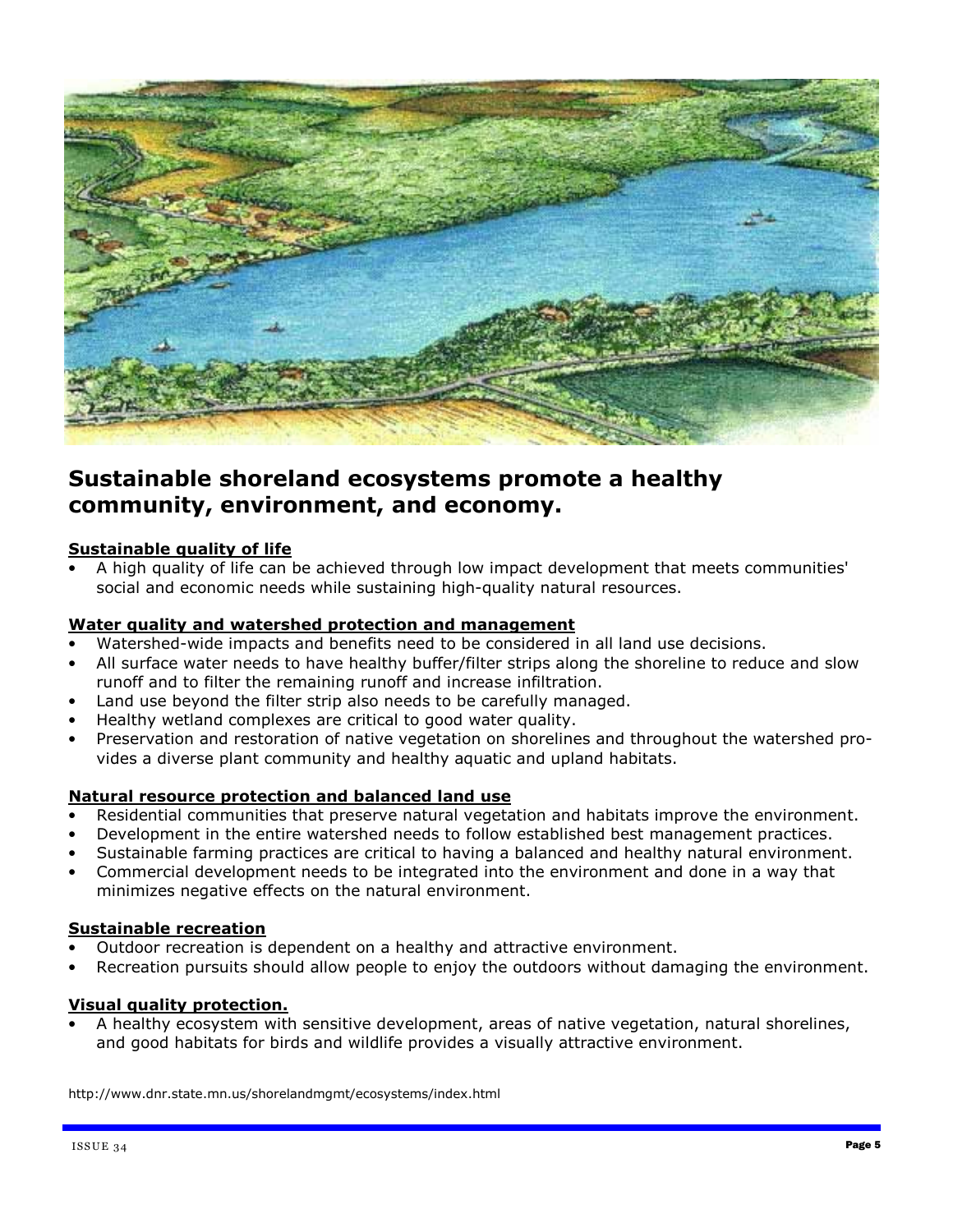## Sustainable shoreland ecosystems promote a healthy community, environment, and economy.

**Sustainable quality of life**

- A high quality of life can be achieved through low impact development that meets communities' social and economic needs while sustaining high-quality natural resources.

**Water quality and watershed protection and management**

- Watershed-wide impacts and benefits need to be considered in all land use decisions.
- All surface water needs to have healthy buffer/filter strips along the shoreline to reduce and slow runoff and to filter the remaining runoff and increase infiltration.
- Land use beyond the filter strip also needs to be carefully managed.
- Healthy wetland complexes are critical to good water quality.
- Preservation and restoration of native vegetation on shorelines and throughout the watershed provides a diverse plant community and healthy aquatic and upland habitats.

**Natural resource protection and balanced land use**

- Residential communities that preserve natural vegetation and habitats improve the environment.
- Development in the entire watershed needs to follow established best management practices.
- Sustainable farming practices are critical to having a balanced and healthy natural environment.
- Commercial development needs to be integrated into the environment and done in a way that minimizes negative effects on the natural environment.

**Sustainable recreation**

- Outdoor recreation is dependent on a healthy and attractive environment.
- Recreation pursuits should allow people to enjoy the outdoors without damaging the environment.

**Visual quality protection.**

- A healthy ecosystem with sensitive development, areas of native vegetation, natural shorelines, and good habitats for birds and wildlife provides a visually attractive environment.

http://www.dnr.state.mn.us/shorelandmgmt/ecosystems/index.html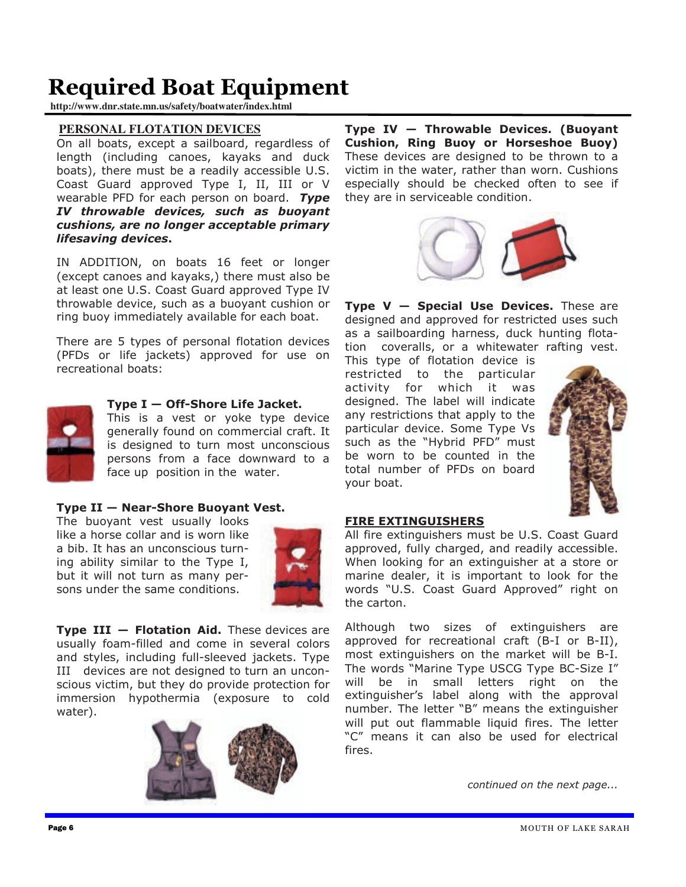# Required Boat Equipment

http://www.dnr.state.mn.us/safety/boatwater/index.html

## PERSONAL FLOTATION DEVICES

On all boats, except a sailboard, regardless of length (including canoes, kayaks and duck boats), there must be a readily accessible U.S. Coast Guard approved Type I, II, III or V wearable PFD for each person on board. ***Type IV throwable devices, such as buoyant cushions, are no longer acceptable primary lifesaving devices*.**

IN ADDITION, on boats 16 feet or longer (except canoes and kayaks,) there must also be at least one U.S. Coast Guard approved Type IV throwable device, such as a buoyant cushion or ring buoy immediately available for each boat.

There are 5 types of personal flotation devices (PFDs or life jackets) approved for use on recreational boats:

**Type I — Off-Shore Life Jacket.** This is a vest or yoke type device generally found on commercial craft. It is designed to turn most unconscious persons from a face downward to a face up position in the water.

**Type II — Near-Shore Buoyant Vest.** The buoyant vest usually looks like a horse collar and is worn like a bib. It has an unconscious turning ability similar to the Type I, but it will not turn as many persons under the same conditions.

**Type III — Flotation Aid.** These devices are usually foam-filled and come in several colors and styles, including full-sleeved jackets. Type III devices are not designed to turn an unconscious victim, but they do provide protection for immersion hypothermia (exposure to cold water).

**Type IV — Throwable Devices. (Buoyant Cushion, Ring Buoy or Horseshoe Buoy)** These devices are designed to be thrown to a victim in the water, rather than worn. Cushions especially should be checked often to see if they are in serviceable condition.

**Type V — Special Use Devices.** These are designed and approved for restricted uses such as a sailboarding harness, duck hunting flotation coveralls, or a whitewater rafting vest. This type of flotation device is restricted to the particular activity for which it was designed. The label will indicate any restrictions that apply to the particular device. Some Type Vs such as the "Hybrid PFD" must be worn to be counted in the total number of PFDs on board your boat.

## FIRE EXTINGUISHERS

All fire extinguishers must be U.S. Coast Guard approved, fully charged, and readily accessible. When looking for an extinguisher at a store or marine dealer, it is important to look for the words "U.S. Coast Guard Approved" right on the carton.

Although two sizes of extinguishers are approved for recreational craft (B-I or B-II), most extinguishers on the market will be B-I. The words "Marine Type USCG Type BC-Size I" will be in small letters right on the extinguisher's label along with the approval number. The letter "B" means the extinguisher will put out flammable liquid fires. The letter "C" means it can also be used for electrical fires.

*continued on the next page...*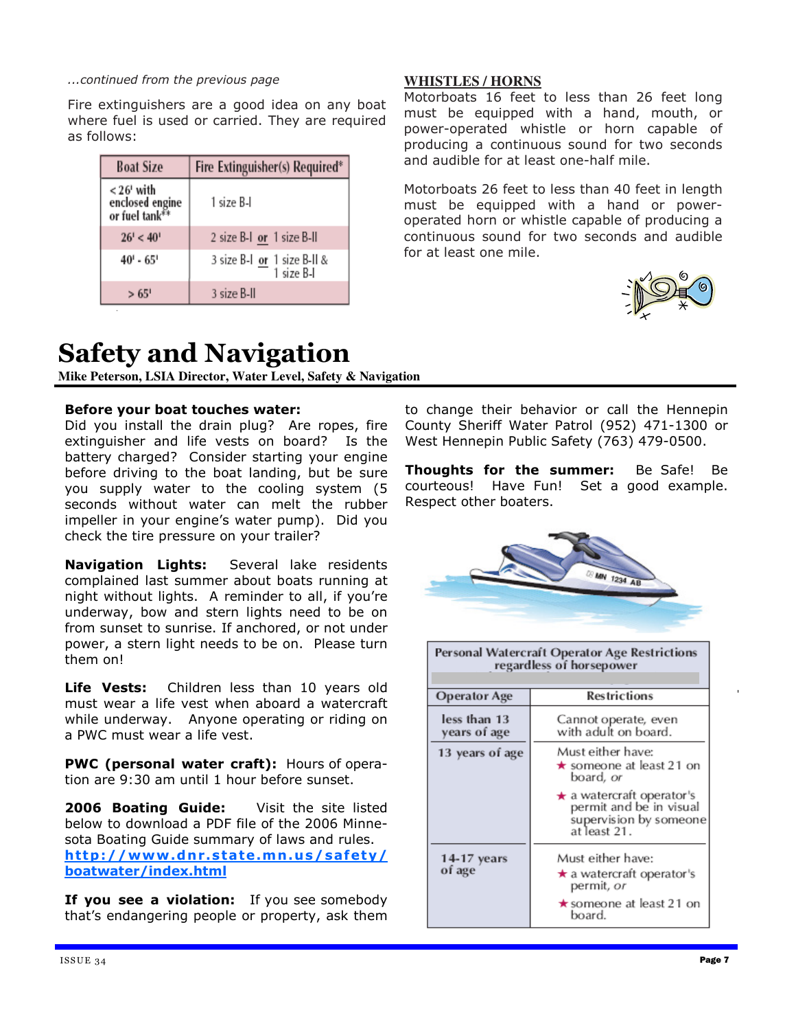*...continued from the previous page*

Fire extinguishers are a good idea on any boat where fuel is used or carried. They are required as follows:

| Boat Size | Fire Extinguisher(s) Required* |
|---|---|
| < 26' with enclosed engine or fuel tank** | 1 size B-I |
| 26' < 40' | 2 size B-I or 1 size B-II |
| 40' - 65' | 3 size B-I or 1 size B-II & 1 size B-I |
| > 65' | 3 size B-II |

## WHISTLES / HORNS

Motorboats 16 feet to less than 26 feet long must be equipped with a hand, mouth, or power-operated whistle or horn capable of producing a continuous sound for two seconds and audible for at least one-half mile.

Motorboats 26 feet to less than 40 feet in length must be equipped with a hand or power-operated horn or whistle capable of producing a continuous sound for two seconds and audible for at least one mile.

# Safety and Navigation

**Mike Peterson, LSIA Director, Water Level, Safety & Navigation**

**Before your boat touches water:** Did you install the drain plug? Are ropes, fire extinguisher and life vests on board? Is the battery charged? Consider starting your engine before driving to the boat landing, but be sure you supply water to the cooling system (5 seconds without water can melt the rubber impeller in your engine's water pump). Did you check the tire pressure on your trailer?

**Navigation Lights:** Several lake residents complained last summer about boats running at night without lights. A reminder to all, if you're underway, bow and stern lights need to be on from sunset to sunrise. If anchored, or not under power, a stern light needs to be on. Please turn them on!

**Life Vests:** Children less than 10 years old must wear a life vest when aboard a watercraft while underway. Anyone operating or riding on a PWC must wear a life vest.

**PWC (personal water craft):** Hours of operation are 9:30 am until 1 hour before sunset.

**2006 Boating Guide:** Visit the site listed below to download a PDF file of the 2006 Minnesota Boating Guide summary of laws and rules. http://www.dnr.state.mn.us/safety/boatwater/index.html

**If you see a violation:** If you see somebody that's endangering people or property, ask them to change their behavior or call the Hennepin County Sheriff Water Patrol (952) 471-1300 or West Hennepin Public Safety (763) 479-0500.

**Thoughts for the summer:** Be Safe! Be courteous! Have Fun! Set a good example. Respect other boaters.

**Personal Watercraft Operator Age Restrictions regardless of horsepower**

| Operator Age | Restrictions |
|---|---|
| less than 13 years of age | Cannot operate, even with adult on board. |
| 13 years of age | Must either have: ★ someone at least 21 on board, *or* ★ a watercraft operator's permit and be in visual supervision by someone at least 21. |
| 14-17 years of age | Must either have: ★ a watercraft operator's permit, *or* ★ someone at least 21 on board. |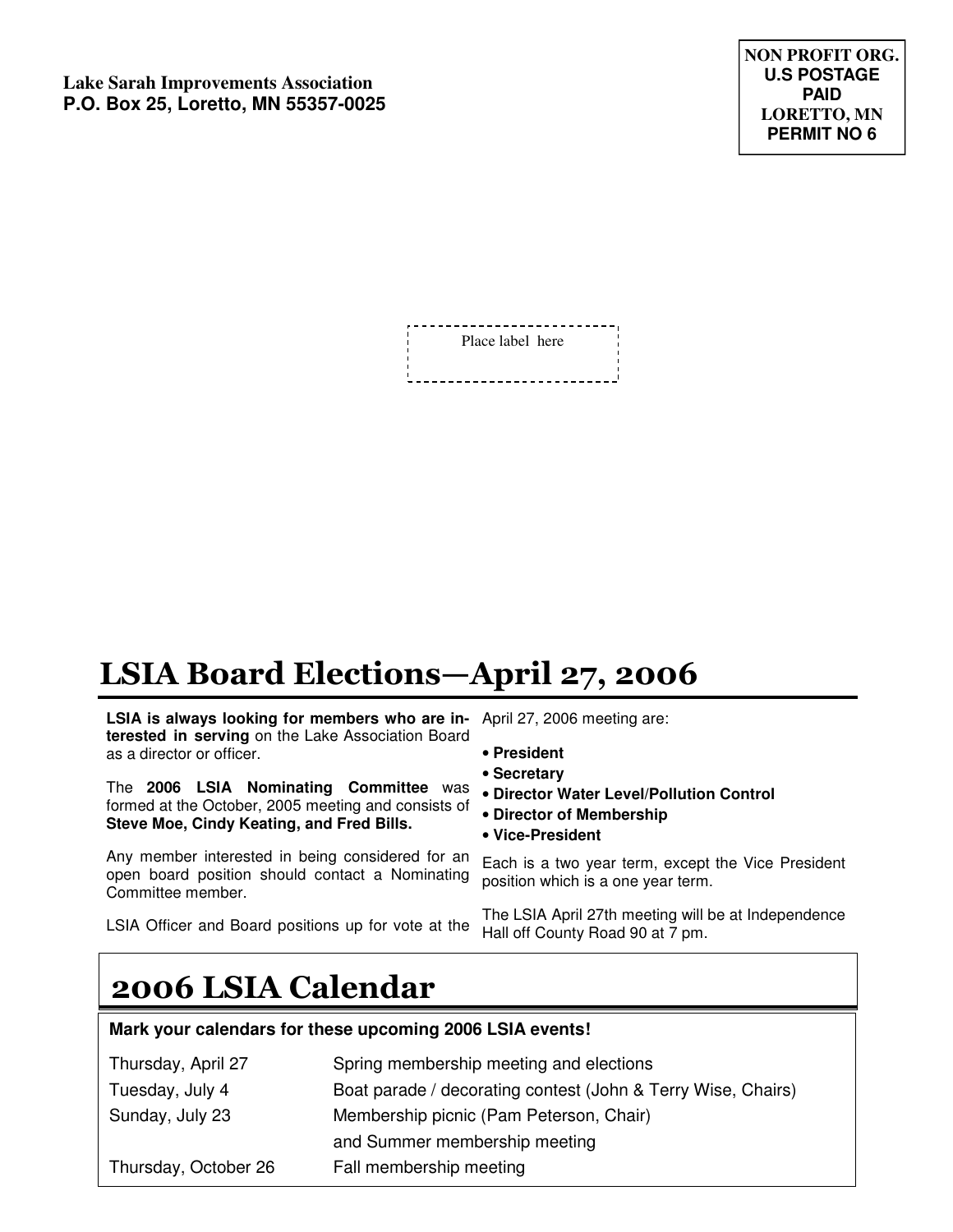**Lake Sarah Improvements Association**
**P.O. Box 25, Loretto, MN 55357-0025**

**NON PROFIT ORG.**
**U.S POSTAGE**
**PAID**
**LORETTO, MN**
**PERMIT NO 6**

Place label here

# LSIA Board Elections—April 27, 2006

**LSIA is always looking for members who are interested in serving** on the Lake Association Board as a director or officer.

The **2006 LSIA Nominating Committee** was formed at the October, 2005 meeting and consists of **Steve Moe, Cindy Keating, and Fred Bills.**

Any member interested in being considered for an open board position should contact a Nominating Committee member.

LSIA Officer and Board positions up for vote at the April 27, 2006 meeting are:

- **President**
- **Secretary**
- **Director Water Level/Pollution Control**
- **Director of Membership**
- **Vice-President**

Each is a two year term, except the Vice President position which is a one year term.

The LSIA April 27th meeting will be at Independence Hall off County Road 90 at 7 pm.

# 2006 LSIA Calendar

**Mark your calendars for these upcoming 2006 LSIA events!**

| | |
|---|---|
| Thursday, April 27 | Spring membership meeting and elections |
| Tuesday, July 4 | Boat parade / decorating contest (John & Terry Wise, Chairs) |
| Sunday, July 23 | Membership picnic (Pam Peterson, Chair) and Summer membership meeting |
| Thursday, October 26 | Fall membership meeting |